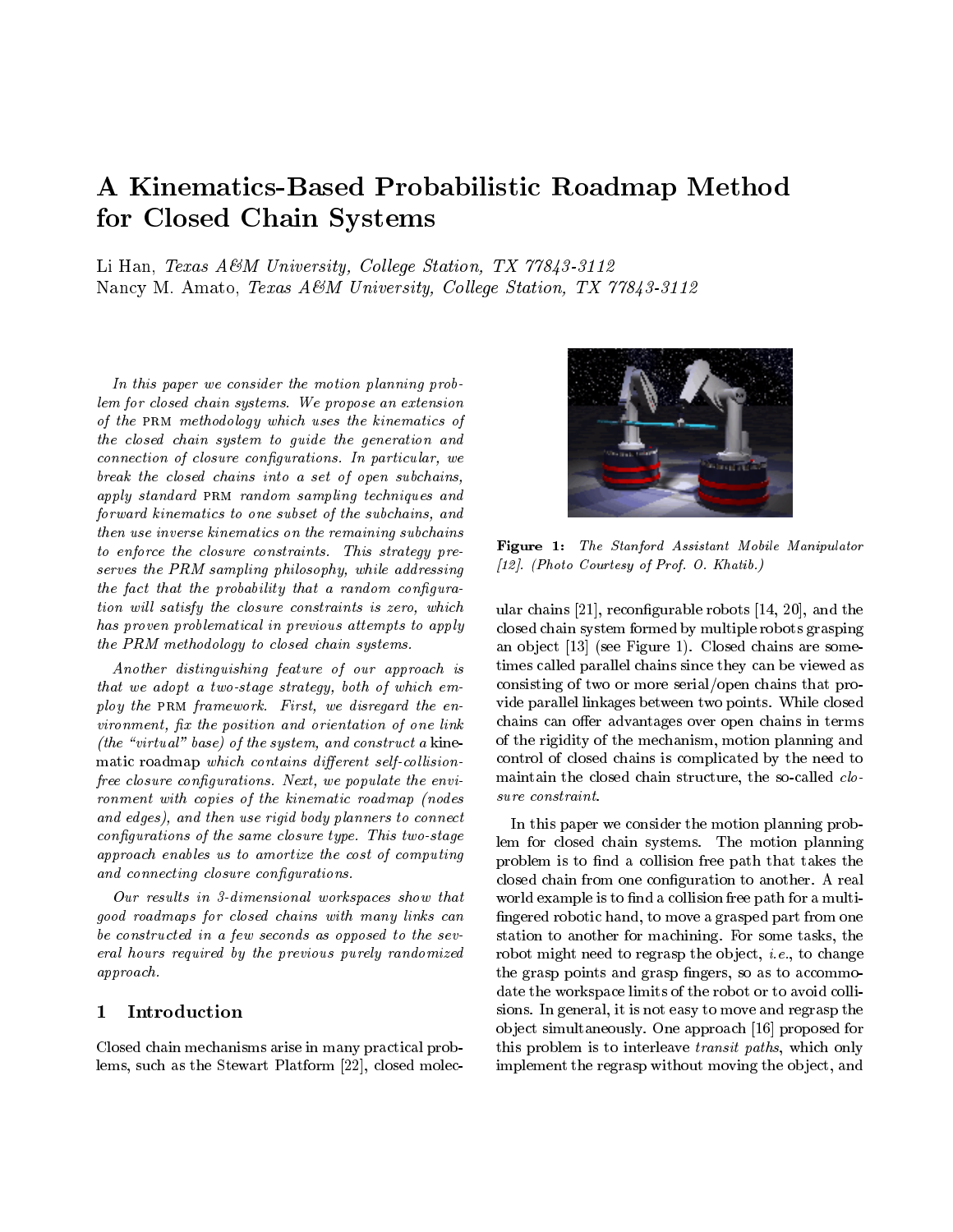# A Kinematics-Based Probabilistic Roadmap Method for Closed Chain Systems

Li Han, *Texas A&M University, College Station, TX 77843-3112*
Nancy M. Amato, *Texas A&M University, College Station, TX 77843-3112*

*In this paper we consider the motion planning problem for closed chain systems. We propose an extension of the* PRM *methodology which uses the kinematics of the closed chain system to guide the generation and connection of closure configurations. In particular, we break the closed chains into a set of open subchains, apply standard* PRM *random sampling techniques and forward kinematics to one subset of the subchains, and then use inverse kinematics on the remaining subchains to enforce the closure constraints. This strategy preserves the PRM sampling philosophy, while addressing the fact that the probability that a random configuration will satisfy the closure constraints is zero, which has proven problematical in previous attempts to apply the PRM methodology to closed chain systems.*

*Another distinguishing feature of our approach is that we adopt a two-stage strategy, both of which employ the* PRM *framework. First, we disregard the environment, fix the position and orientation of one link (the "virtual" base) of the system, and construct a* kinematic roadmap *which contains different self-collision-free closure configurations. Next, we populate the environment with copies of the kinematic roadmap (nodes and edges), and then use rigid body planners to connect configurations of the same closure type. This two-stage approach enables us to amortize the cost of computing and connecting closure configurations.*

*Our results in 3-dimensional workspaces show that good roadmaps for closed chains with many links can be constructed in a few seconds as opposed to the several hours required by the previous purely randomized approach.*

## 1 Introduction

Closed chain mechanisms arise in many practical problems, such as the Stewart Platform [22], closed molecular chains [21], reconfigurable robots [14, 20], and the closed chain system formed by multiple robots grasping an object [13] (see Figure 1). Closed chains are sometimes called parallel chains since they can be viewed as consisting of two or more serial/open chains that provide parallel linkages between two points. While closed chains can offer advantages over open chains in terms of the rigidity of the mechanism, motion planning and control of closed chains is complicated by the need to maintain the closed chain structure, the so-called *closure constraint*.

**Figure 1:** *The Stanford Assistant Mobile Manipulator [12]. (Photo Courtesy of Prof. O. Khatib.)*

In this paper we consider the motion planning problem for closed chain systems. The motion planning problem is to find a collision free path that takes the closed chain from one configuration to another. A real world example is to find a collision free path for a multi-fingered robotic hand, to move a grasped part from one station to another for machining. For some tasks, the robot might need to regrasp the object, *i.e.*, to change the grasp points and grasp fingers, so as to accommodate the workspace limits of the robot or to avoid collisions. In general, it is not easy to move and regrasp the object simultaneously. One approach [16] proposed for this problem is to interleave *transit paths*, which only implement the regrasp without moving the object, and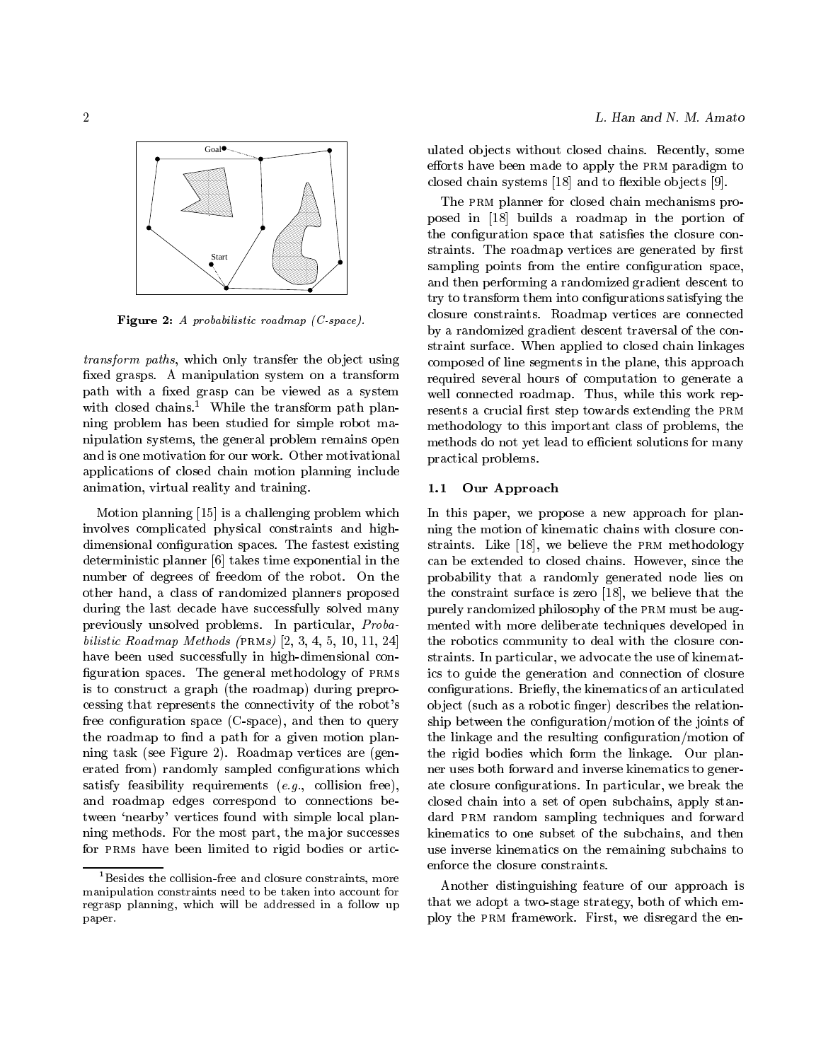Figure 2: *A probabilistic roadmap (C-space).*

*transform paths*, which only transfer the object using fixed grasps. A manipulation system on a transform path with a fixed grasp can be viewed as a system with closed chains.[1] While the transform path planning problem has been studied for simple robot manipulation systems, the general problem remains open and is one motivation for our work. Other motivational applications of closed chain motion planning include animation, virtual reality and training.

Motion planning [15] is a challenging problem which involves complicated physical constraints and high-dimensional configuration spaces. The fastest existing deterministic planner [6] takes time exponential in the number of degrees of freedom of the robot. On the other hand, a class of randomized planners proposed during the last decade have successfully solved many previously unsolved problems. In particular, *Probabilistic Roadmap Methods (PRMs)* [2, 3, 4, 5, 10, 11, 24] have been used successfully in high-dimensional configuration spaces. The general methodology of PRMs is to construct a graph (the roadmap) during preprocessing that represents the connectivity of the robot's free configuration space (C-space), and then to query the roadmap to find a path for a given motion planning task (see Figure 2). Roadmap vertices are (generated from) randomly sampled configurations which satisfy feasibility requirements (*e.g.*, collision free), and roadmap edges correspond to connections between 'nearby' vertices found with simple local planning methods. For the most part, the major successes for PRMs have been limited to rigid bodies or articulated objects without closed chains. Recently, some efforts have been made to apply the PRM paradigm to closed chain systems [18] and to flexible objects [9].

The PRM planner for closed chain mechanisms proposed in [18] builds a roadmap in the portion of the configuration space that satisfies the closure constraints. The roadmap vertices are generated by first sampling points from the entire configuration space, and then performing a randomized gradient descent to try to transform them into configurations satisfying the closure constraints. Roadmap vertices are connected by a randomized gradient descent traversal of the constraint surface. When applied to closed chain linkages composed of line segments in the plane, this approach required several hours of computation to generate a well connected roadmap. Thus, while this work represents a crucial first step towards extending the PRM methodology to this important class of problems, the methods do not yet lead to efficient solutions for many practical problems.

### 1.1 Our Approach

In this paper, we propose a new approach for planning the motion of kinematic chains with closure constraints. Like [18], we believe the PRM methodology can be extended to closed chains. However, since the probability that a randomly generated node lies on the constraint surface is zero [18], we believe that the purely randomized philosophy of the PRM must be augmented with more deliberate techniques developed in the robotics community to deal with the closure constraints. In particular, we advocate the use of kinematics to guide the generation and connection of closure configurations. Briefly, the kinematics of an articulated object (such as a robotic finger) describes the relationship between the configuration/motion of the joints of the linkage and the resulting configuration/motion of the rigid bodies which form the linkage. Our planner uses both forward and inverse kinematics to generate closure configurations. In particular, we break the closed chain into a set of open subchains, apply standard PRM random sampling techniques and forward kinematics to one subset of the subchains, and then use inverse kinematics on the remaining subchains to enforce the closure constraints.

Another distinguishing feature of our approach is that we adopt a two-stage strategy, both of which employ the PRM framework. First, we disregard the en-

[1] Besides the collision-free and closure constraints, more manipulation constraints need to be taken into account for regrasp planning, which will be addressed in a follow up paper.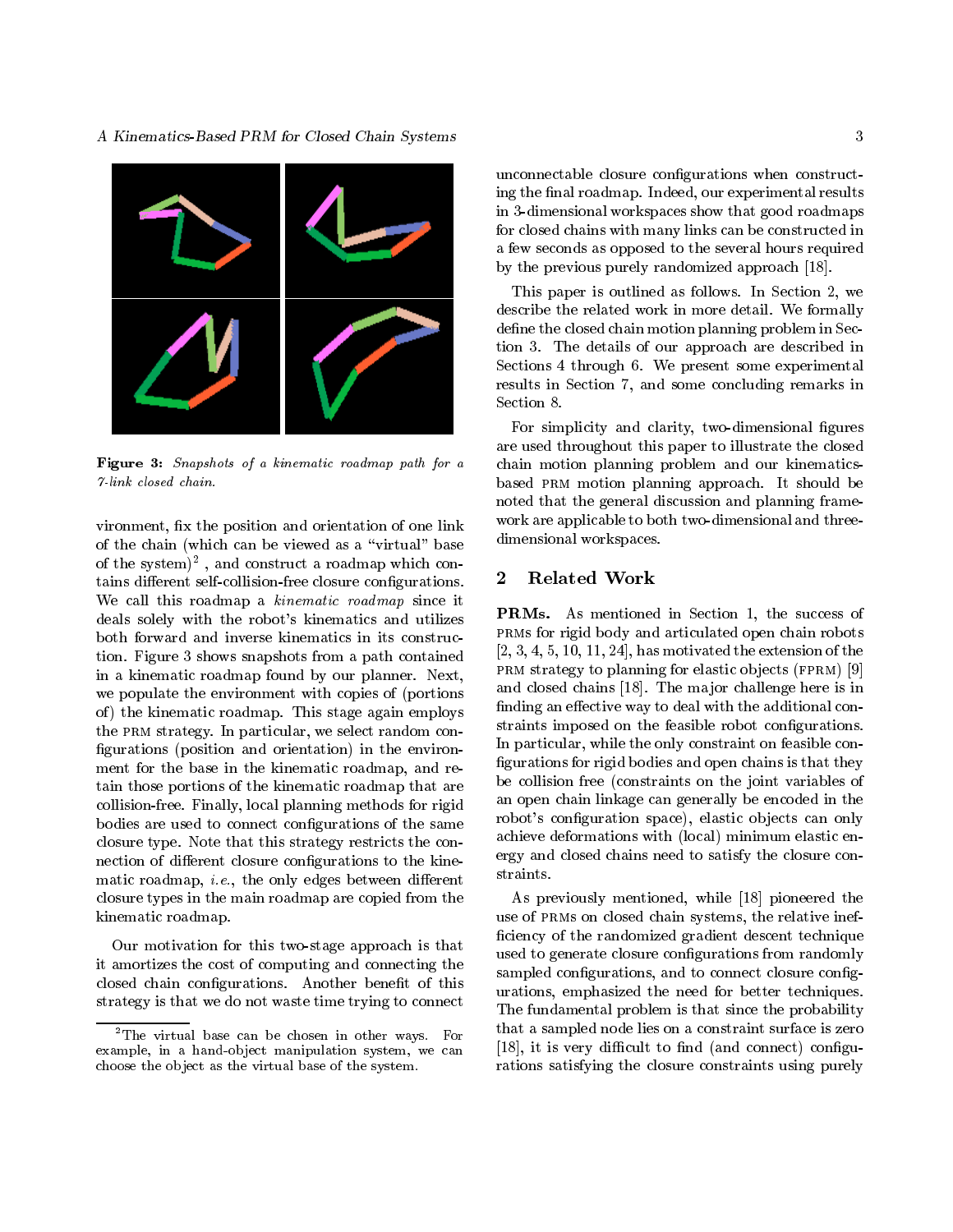**Figure 3:** *Snapshots of a kinematic roadmap path for a 7-link closed chain.*

vironment, fix the position and orientation of one link of the chain (which can be viewed as a "virtual" base of the system)[2], and construct a roadmap which contains different self-collision-free closure configurations. We call this roadmap a *kinematic roadmap* since it deals solely with the robot's kinematics and utilizes both forward and inverse kinematics in its construction. Figure 3 shows snapshots from a path contained in a kinematic roadmap found by our planner. Next, we populate the environment with copies of (portions of) the kinematic roadmap. This stage again employs the PRM strategy. In particular, we select random configurations (position and orientation) in the environment for the base in the kinematic roadmap, and retain those portions of the kinematic roadmap that are collision-free. Finally, local planning methods for rigid bodies are used to connect configurations of the same closure type. Note that this strategy restricts the connection of different closure configurations to the kinematic roadmap, *i.e.*, the only edges between different closure types in the main roadmap are copied from the kinematic roadmap.

Our motivation for this two-stage approach is that it amortizes the cost of computing and connecting the closed chain configurations. Another benefit of this strategy is that we do not waste time trying to connect unconnectable closure configurations when constructing the final roadmap. Indeed, our experimental results in 3-dimensional workspaces show that good roadmaps for closed chains with many links can be constructed in a few seconds as opposed to the several hours required by the previous purely randomized approach [18].

This paper is outlined as follows. In Section 2, we describe the related work in more detail. We formally define the closed chain motion planning problem in Section 3. The details of our approach are described in Sections 4 through 6. We present some experimental results in Section 7, and some concluding remarks in Section 8.

For simplicity and clarity, two-dimensional figures are used throughout this paper to illustrate the closed chain motion planning problem and our kinematics-based PRM motion planning approach. It should be noted that the general discussion and planning framework are applicable to both two-dimensional and three-dimensional workspaces.

## 2 Related Work

**PRMs.** As mentioned in Section 1, the success of PRMs for rigid body and articulated open chain robots [2, 3, 4, 5, 10, 11, 24], has motivated the extension of the PRM strategy to planning for elastic objects (FPRM) [9] and closed chains [18]. The major challenge here is in finding an effective way to deal with the additional constraints imposed on the feasible robot configurations. In particular, while the only constraint on feasible configurations for rigid bodies and open chains is that they be collision free (constraints on the joint variables of an open chain linkage can generally be encoded in the robot's configuration space), elastic objects can only achieve deformations with (local) minimum elastic energy and closed chains need to satisfy the closure constraints.

As previously mentioned, while [18] pioneered the use of PRMs on closed chain systems, the relative inefficiency of the randomized gradient descent technique used to generate closure configurations from randomly sampled configurations, and to connect closure configurations, emphasized the need for better techniques. The fundamental problem is that since the probability that a sampled node lies on a constraint surface is zero [18], it is very difficult to find (and connect) configurations satisfying the closure constraints using purely

[2] The virtual base can be chosen in other ways. For example, in a hand-object manipulation system, we can choose the object as the virtual base of the system.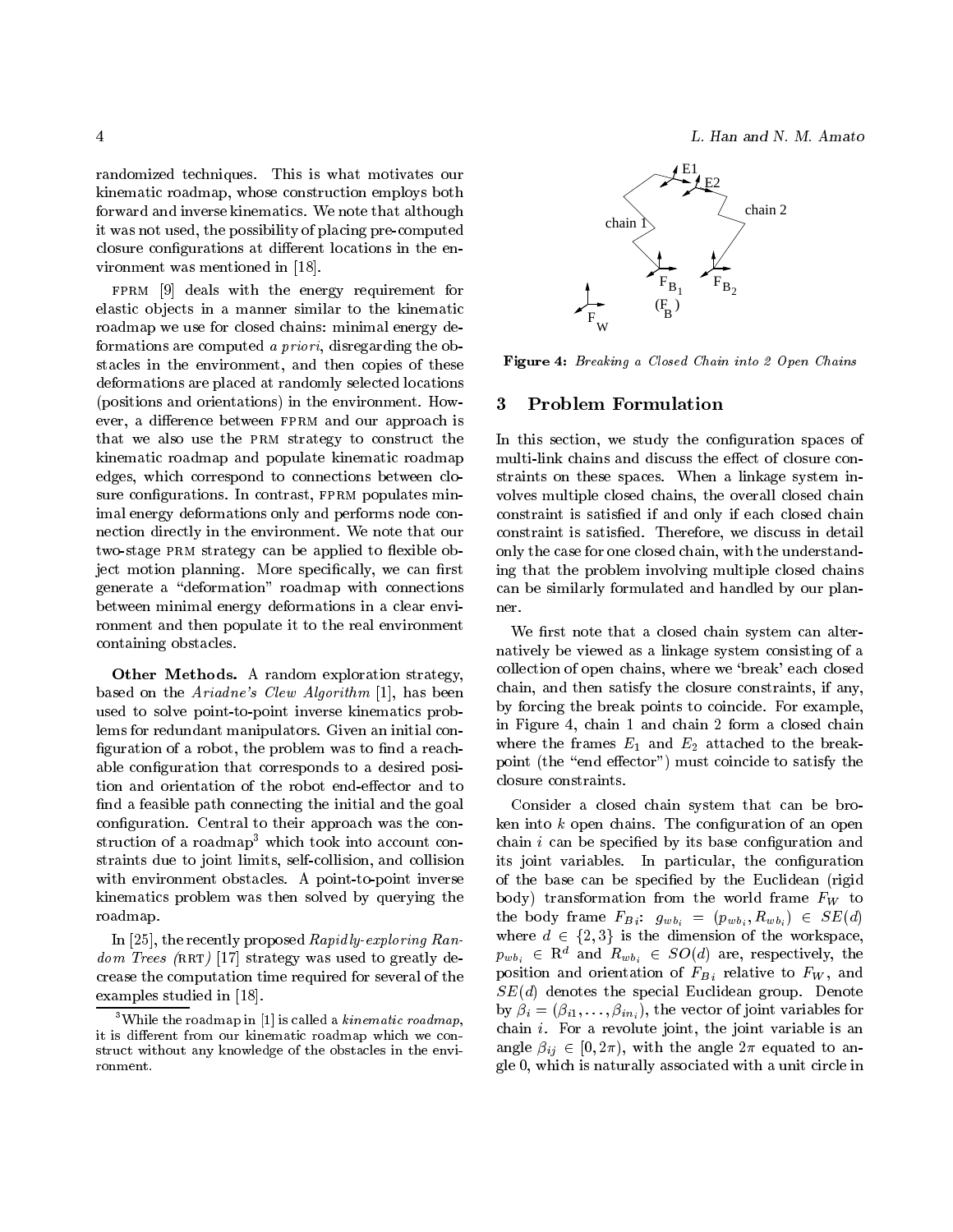randomized techniques. This is what motivates our kinematic roadmap, whose construction employs both forward and inverse kinematics. We note that although it was not used, the possibility of placing pre-computed closure configurations at different locations in the environment was mentioned in [18].

FPRM [9] deals with the energy requirement for elastic objects in a manner similar to the kinematic roadmap we use for closed chains: minimal energy deformations are computed *a priori*, disregarding the obstacles in the environment, and then copies of these deformations are placed at randomly selected locations (positions and orientations) in the environment. However, a difference between FPRM and our approach is that we also use the PRM strategy to construct the kinematic roadmap and populate kinematic roadmap edges, which correspond to connections between closure configurations. In contrast, FPRM populates minimal energy deformations only and performs node connection directly in the environment. We note that our two-stage PRM strategy can be applied to flexible object motion planning. More specifically, we can first generate a "deformation" roadmap with connections between minimal energy deformations in a clear environment and then populate it to the real environment containing obstacles.

**Other Methods.** A random exploration strategy, based on the *Ariadne's Clew Algorithm* [1], has been used to solve point-to-point inverse kinematics problems for redundant manipulators. Given an initial configuration of a robot, the problem was to find a reachable configuration that corresponds to a desired position and orientation of the robot end-effector and to find a feasible path connecting the initial and the goal configuration. Central to their approach was the construction of a roadmap[3] which took into account constraints due to joint limits, self-collision, and collision with environment obstacles. A point-to-point inverse kinematics problem was then solved by querying the roadmap.

In [25], the recently proposed *Rapidly-exploring Random Trees (*RRT*)* [17] strategy was used to greatly decrease the computation time required for several of the examples studied in [18].

[3] While the roadmap in [1] is called a *kinematic roadmap*, it is different from our kinematic roadmap which we construct without any knowledge of the obstacles in the environment.

E1
E2
chain 1
chain 2
$F_{B_1}$
$F_{B_2}$
$(F_B)$
$F_W$

**Figure 4:** *Breaking a Closed Chain into 2 Open Chains*

## 3 Problem Formulation

In this section, we study the configuration spaces of multi-link chains and discuss the effect of closure constraints on these spaces. When a linkage system involves multiple closed chains, the overall closed chain constraint is satisfied if and only if each closed chain constraint is satisfied. Therefore, we discuss in detail only the case for one closed chain, with the understanding that the problem involving multiple closed chains can be similarly formulated and handled by our planner.

We first note that a closed chain system can alternatively be viewed as a linkage system consisting of a collection of open chains, where we 'break' each closed chain, and then satisfy the closure constraints, if any, by forcing the break points to coincide. For example, in Figure 4, chain 1 and chain 2 form a closed chain where the frames $E_1$ and $E_2$ attached to the break-point (the "end effector") must coincide to satisfy the closure constraints.

Consider a closed chain system that can be broken into $k$ open chains. The configuration of an open chain $i$ can be specified by its base configuration and its joint variables. In particular, the configuration of the base can be specified by the Euclidean (rigid body) transformation from the world frame $F_W$ to the body frame $F_{Bi}$: $g_{wb_i} = (p_{wb_i}, R_{wb_i}) \in SE(d)$ where $d \in \{2, 3\}$ is the dimension of the workspace, $p_{wb_i} \in \mathrm{R}^d$ and $R_{wb_i} \in SO(d)$ are, respectively, the position and orientation of $F_{Bi}$ relative to $F_W$, and $SE(d)$ denotes the special Euclidean group. Denote by $\beta_i = (\beta_{i1}, \ldots, \beta_{in_i})$, the vector of joint variables for chain $i$. For a revolute joint, the joint variable is an angle $\beta_{ij} \in [0, 2\pi)$, with the angle $2\pi$ equated to angle 0, which is naturally associated with a unit circle in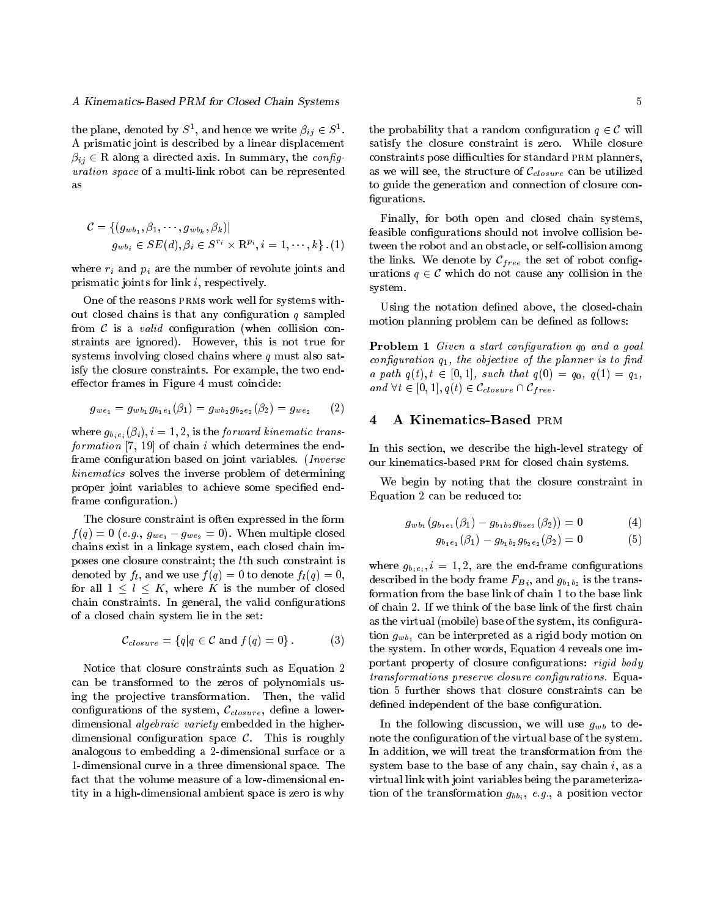the plane, denoted by $S^1$, and hence we write $\beta_{ij} \in S^1$. A prismatic joint is described by a linear displacement $\beta_{ij} \in \mathrm{R}$ along a directed axis. In summary, the *configuration space* of a multi-link robot can be represented as

$$\mathcal{C} = \{(g_{wb_1}, \beta_1, \cdots, g_{wb_k}, \beta_k) | \\ g_{wb_i} \in SE(d), \beta_i \in S^{r_i} \times \mathrm{R}^{p_i}, i = 1, \cdots, k\}. \quad (1)$$

where $r_i$ and $p_i$ are the number of revolute joints and prismatic joints for link $i$, respectively.

One of the reasons PRMs work well for systems without closed chains is that any configuration $q$ sampled from $\mathcal{C}$ is a *valid* configuration (when collision constraints are ignored). However, this is not true for systems involving closed chains where $q$ must also satisfy the closure constraints. For example, the two end-effector frames in Figure 4 must coincide:

$$g_{we_1} = g_{wb_1} g_{b_1 e_1}(\beta_1) = g_{wb_2} g_{b_2 e_2}(\beta_2) = g_{we_2} \quad (2)$$

where $g_{b_i e_i}(\beta_i), i = 1, 2$, is the *forward kinematic transformation* [7, 19] of chain $i$ which determines the end-frame configuration based on joint variables. (*Inverse kinematics* solves the inverse problem of determining proper joint variables to achieve some specified end-frame configuration.)

The closure constraint is often expressed in the form $f(q) = 0$ (*e.g.*, $g_{we_1} - g_{we_2} = 0$). When multiple closed chains exist in a linkage system, each closed chain imposes one closure constraint; the $l$th such constraint is denoted by $f_l$, and we use $f(q) = 0$ to denote $f_l(q) = 0$, for all $1 \leq l \leq K$, where $K$ is the number of closed chain constraints. In general, the valid configurations of a closed chain system lie in the set:

$$\mathcal{C}_{closure} = \{q | q \in \mathcal{C} \text{ and } f(q) = 0\}. \quad (3)$$

Notice that closure constraints such as Equation 2 can be transformed to the zeros of polynomials using the projective transformation. Then, the valid configurations of the system, $\mathcal{C}_{closure}$, define a lower-dimensional *algebraic variety* embedded in the higher-dimensional configuration space $\mathcal{C}$. This is roughly analogous to embedding a 2-dimensional surface or a 1-dimensional curve in a three dimensional space. The fact that the volume measure of a low-dimensional entity in a high-dimensional ambient space is zero is why the probability that a random configuration $q \in \mathcal{C}$ will satisfy the closure constraint is zero. While closure constraints pose difficulties for standard PRM planners, as we will see, the structure of $\mathcal{C}_{closure}$ can be utilized to guide the generation and connection of closure configurations.

Finally, for both open and closed chain systems, feasible configurations should not involve collision between the robot and an obstacle, or self-collision among the links. We denote by $\mathcal{C}_{free}$ the set of robot configurations $q \in \mathcal{C}$ which do not cause any collision in the system.

Using the notation defined above, the closed-chain motion planning problem can be defined as follows:

**Problem 1** *Given a start configuration $q_0$ and a goal configuration $q_1$, the objective of the planner is to find a path $q(t), t \in [0, 1]$, such that $q(0) = q_0$, $q(1) = q_1$, and $\forall t \in [0, 1], q(t) \in \mathcal{C}_{closure} \cap \mathcal{C}_{free}$.*

## 4 A Kinematics-Based PRM

In this section, we describe the high-level strategy of our kinematics-based PRM for closed chain systems.

We begin by noting that the closure constraint in Equation 2 can be reduced to:

$$g_{wb_1}(g_{b_1 e_1}(\beta_1) - g_{b_1 b_2} g_{b_2 e_2}(\beta_2)) = 0 \quad (4)$$

$$g_{b_1 e_1}(\beta_1) - g_{b_1 b_2} g_{b_2 e_2}(\beta_2) = 0 \quad (5)$$

where $g_{b_i e_i}, i = 1, 2$, are the end-frame configurations described in the body frame $F_{Bi}$, and $g_{b_1 b_2}$ is the transformation from the base link of chain 1 to the base link of chain 2. If we think of the base link of the first chain as the virtual (mobile) base of the system, its configuration $g_{wb_1}$ can be interpreted as a rigid body motion on the system. In other words, Equation 4 reveals one important property of closure configurations: *rigid body transformations preserve closure configurations.* Equation 5 further shows that closure constraints can be defined independent of the base configuration.

In the following discussion, we will use $g_{wb}$ to denote the configuration of the virtual base of the system. In addition, we will treat the transformation from the system base to the base of any chain, say chain $i$, as a virtual link with joint variables being the parameterization of the transformation $g_{bb_i}$, *e.g.*, a position vector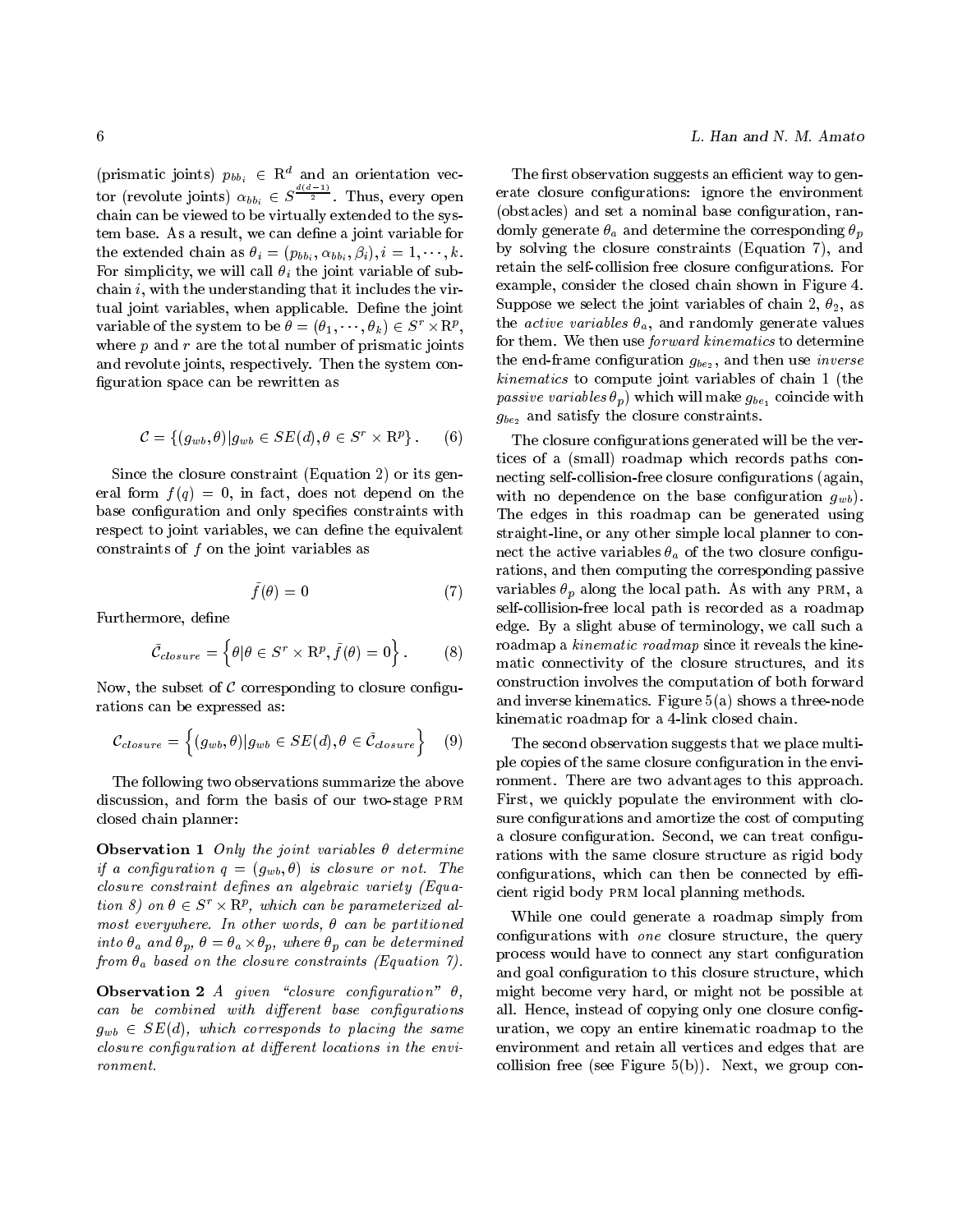(prismatic joints) $p_{bb_i} \in \mathrm{R}^d$ and an orientation vector (revolute joints) $\alpha_{bb_i} \in S^{\frac{d(d-1)}{2}}$. Thus, every open chain can be viewed to be virtually extended to the system base. As a result, we can define a joint variable for the extended chain as $\theta_i = (p_{bb_i}, \alpha_{bb_i}, \beta_i), i = 1, \cdots, k$. For simplicity, we will call $\theta_i$ the joint variable of subchain $i$, with the understanding that it includes the virtual joint variables, when applicable. Define the joint variable of the system to be $\theta = (\theta_1, \cdots, \theta_k) \in S^r \times \mathrm{R}^p$, where $p$ and $r$ are the total number of prismatic joints and revolute joints, respectively. Then the system configuration space can be rewritten as

$$\mathcal{C} = \{(g_{wb}, \theta) | g_{wb} \in SE(d), \theta \in S^r \times \mathrm{R}^p\}. \quad (6)$$

Since the closure constraint (Equation 2) or its general form $f(q) = 0$, in fact, does not depend on the base configuration and only specifies constraints with respect to joint variables, we can define the equivalent constraints of $f$ on the joint variables as

$$\bar{f}(\theta) = 0 \quad (7)$$

Furthermore, define

$$\bar{\mathcal{C}}_{closure} = \left\{\theta | \theta \in S^r \times \mathrm{R}^p, \bar{f}(\theta) = 0\right\}. \quad (8)$$

Now, the subset of $\mathcal{C}$ corresponding to closure configurations can be expressed as:

$$\mathcal{C}_{closure} = \left\{(g_{wb}, \theta) | g_{wb} \in SE(d), \theta \in \bar{\mathcal{C}}_{closure}\right\} \quad (9)$$

The following two observations summarize the above discussion, and form the basis of our two-stage PRM closed chain planner:

**Observation 1** *Only the joint variables $\theta$ determine if a configuration $q = (g_{wb}, \theta)$ is closure or not. The closure constraint defines an algebraic variety (Equation 8) on $\theta \in S^r \times \mathrm{R}^p$, which can be parameterized almost everywhere. In other words, $\theta$ can be partitioned into $\theta_a$ and $\theta_p$, $\theta = \theta_a \times \theta_p$, where $\theta_p$ can be determined from $\theta_a$ based on the closure constraints (Equation 7).*

**Observation 2** *A given "closure configuration" $\theta$, can be combined with different base configurations $g_{wb} \in SE(d)$, which corresponds to placing the same closure configuration at different locations in the environment.*

The first observation suggests an efficient way to generate closure configurations: ignore the environment (obstacles) and set a nominal base configuration, randomly generate $\theta_a$ and determine the corresponding $\theta_p$ by solving the closure constraints (Equation 7), and retain the self-collision free closure configurations. For example, consider the closed chain shown in Figure 4. Suppose we select the joint variables of chain 2, $\theta_2$, as the *active variables* $\theta_a$, and randomly generate values for them. We then use *forward kinematics* to determine the end-frame configuration $g_{be_2}$, and then use *inverse kinematics* to compute joint variables of chain 1 (the *passive variables* $\theta_p$) which will make $g_{be_1}$ coincide with $g_{be_2}$ and satisfy the closure constraints.

The closure configurations generated will be the vertices of a (small) roadmap which records paths connecting self-collision-free closure configurations (again, with no dependence on the base configuration $g_{wb}$). The edges in this roadmap can be generated using straight-line, or any other simple local planner to connect the active variables $\theta_a$ of the two closure configurations, and then computing the corresponding passive variables $\theta_p$ along the local path. As with any PRM, a self-collision-free local path is recorded as a roadmap edge. By a slight abuse of terminology, we call such a roadmap a *kinematic roadmap* since it reveals the kinematic connectivity of the closure structures, and its construction involves the computation of both forward and inverse kinematics. Figure 5(a) shows a three-node kinematic roadmap for a 4-link closed chain.

The second observation suggests that we place multiple copies of the same closure configuration in the environment. There are two advantages to this approach. First, we quickly populate the environment with closure configurations and amortize the cost of computing a closure configuration. Second, we can treat configurations with the same closure structure as rigid body configurations, which can then be connected by efficient rigid body PRM local planning methods.

While one could generate a roadmap simply from configurations with *one* closure structure, the query process would have to connect any start configuration and goal configuration to this closure structure, which might become very hard, or might not be possible at all. Hence, instead of copying only one closure configuration, we copy an entire kinematic roadmap to the environment and retain all vertices and edges that are collision free (see Figure 5(b)). Next, we group con-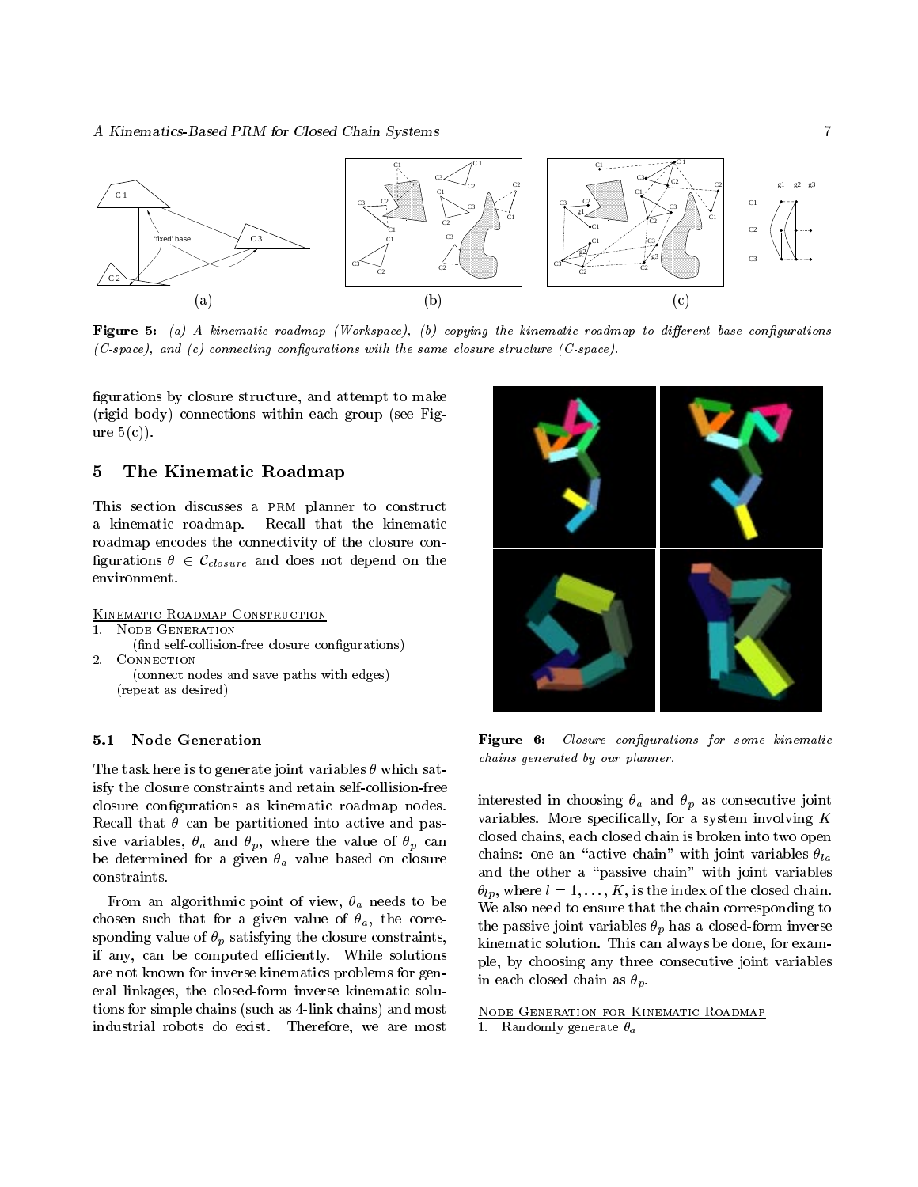**Figure 5:** *(a) A kinematic roadmap (Workspace), (b) copying the kinematic roadmap to different base configurations (C-space), and (c) connecting configurations with the same closure structure (C-space).*

figurations by closure structure, and attempt to make (rigid body) connections within each group (see Figure 5(c)).

## 5 The Kinematic Roadmap

This section discusses a PRM planner to construct a kinematic roadmap. Recall that the kinematic roadmap encodes the connectivity of the closure configurations $\theta \in \bar{\mathcal{C}}_{closure}$ and does not depend on the environment.

KINEMATIC ROADMAP CONSTRUCTION

1. NODE GENERATION
   (find self-collision-free closure configurations)
2. CONNECTION
   (connect nodes and save paths with edges)
   (repeat as desired)

### 5.1 Node Generation

The task here is to generate joint variables $\theta$ which satisfy the closure constraints and retain self-collision-free closure configurations as kinematic roadmap nodes. Recall that $\theta$ can be partitioned into active and passive variables, $\theta_a$ and $\theta_p$, where the value of $\theta_p$ can be determined for a given $\theta_a$ value based on closure constraints.

From an algorithmic point of view, $\theta_a$ needs to be chosen such that for a given value of $\theta_a$, the corresponding value of $\theta_p$ satisfying the closure constraints, if any, can be computed efficiently. While solutions are not known for inverse kinematics problems for general linkages, the closed-form inverse kinematic solutions for simple chains (such as 4-link chains) and most industrial robots do exist. Therefore, we are most interested in choosing $\theta_a$ and $\theta_p$ as consecutive joint variables. More specifically, for a system involving $K$ closed chains, each closed chain is broken into two open chains: one an "active chain" with joint variables $\theta_{la}$ and the other a "passive chain" with joint variables $\theta_{lp}$, where $l = 1, \ldots, K$, is the index of the closed chain. We also need to ensure that the chain corresponding to the passive joint variables $\theta_p$ has a closed-form inverse kinematic solution. This can always be done, for example, by choosing any three consecutive joint variables in each closed chain as $\theta_p$.

**Figure 6:** *Closure configurations for some kinematic chains generated by our planner.*

NODE GENERATION FOR KINEMATIC ROADMAP

1. Randomly generate $\theta_a$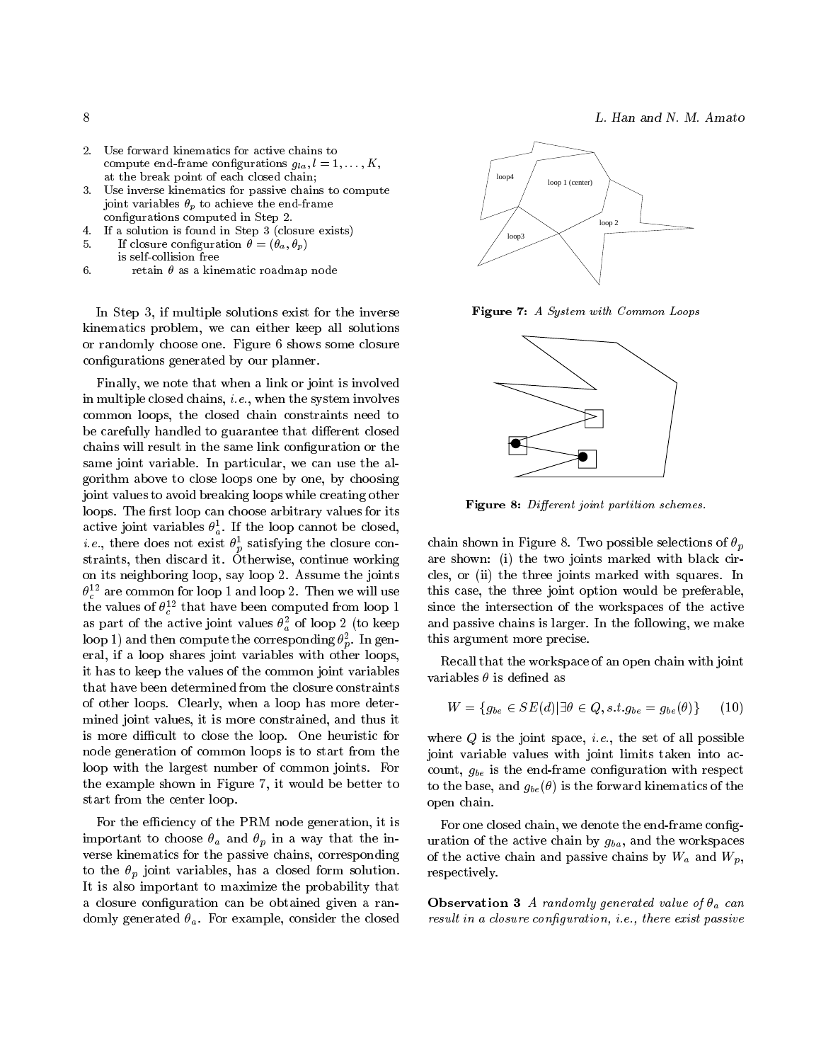2. Use forward kinematics for active chains to compute end-frame configurations $g_{la}, l = 1, \ldots, K$, at the break point of each closed chain;
3. Use inverse kinematics for passive chains to compute joint variables $\theta_p$ to achieve the end-frame configurations computed in Step 2.
4. If a solution is found in Step 3 (closure exists)
5. If closure configuration $\theta = (\theta_a, \theta_p)$ is self-collision free
6. retain $\theta$ as a kinematic roadmap node

In Step 3, if multiple solutions exist for the inverse kinematics problem, we can either keep all solutions or randomly choose one. Figure 6 shows some closure configurations generated by our planner.

Finally, we note that when a link or joint is involved in multiple closed chains, *i.e.*, when the system involves common loops, the closed chain constraints need to be carefully handled to guarantee that different closed chains will result in the same link configuration or the same joint variable. In particular, we can use the algorithm above to close loops one by one, by choosing joint values to avoid breaking loops while creating other loops. The first loop can choose arbitrary values for its active joint variables $\theta_a^1$. If the loop cannot be closed, *i.e.*, there does not exist $\theta_p^1$ satisfying the closure constraints, then discard it. Otherwise, continue working on its neighboring loop, say loop 2. Assume the joints $\theta_c^{12}$ are common for loop 1 and loop 2. Then we will use the values of $\theta_c^{12}$ that have been computed from loop 1 as part of the active joint values $\theta_a^2$ of loop 2 (to keep loop 1) and then compute the corresponding $\theta_p^2$. In general, if a loop shares joint variables with other loops, it has to keep the values of the common joint variables that have been determined from the closure constraints of other loops. Clearly, when a loop has more determined joint values, it is more constrained, and thus it is more difficult to close the loop. One heuristic for node generation of common loops is to start from the loop with the largest number of common joints. For the example shown in Figure 7, it would be better to start from the center loop.

For the efficiency of the PRM node generation, it is important to choose $\theta_a$ and $\theta_p$ in a way that the inverse kinematics for the passive chains, corresponding to the $\theta_p$ joint variables, has a closed form solution. It is also important to maximize the probability that a closure configuration can be obtained given a randomly generated $\theta_a$. For example, consider the closed chain shown in Figure 8. Two possible selections of $\theta_p$ are shown: (i) the two joints marked with black circles, or (ii) the three joints marked with squares. In this case, the three joint option would be preferable, since the intersection of the workspaces of the active and passive chains is larger. In the following, we make this argument more precise.

**Figure 7:** *A System with Common Loops*

**Figure 8:** *Different joint partition schemes.*

Recall that the workspace of an open chain with joint variables $\theta$ is defined as

$$W = \{g_{be} \in SE(d) | \exists \theta \in Q, s.t. g_{be} = g_{be}(\theta)\} \quad (10)$$

where $Q$ is the joint space, *i.e.*, the set of all possible joint variable values with joint limits taken into account, $g_{be}$ is the end-frame configuration with respect to the base, and $g_{be}(\theta)$ is the forward kinematics of the open chain.

For one closed chain, we denote the end-frame configuration of the active chain by $g_{ba}$, and the workspaces of the active chain and passive chains by $W_a$ and $W_p$, respectively.

**Observation 3** *A randomly generated value of $\theta_a$ can result in a closure configuration, i.e., there exist passive*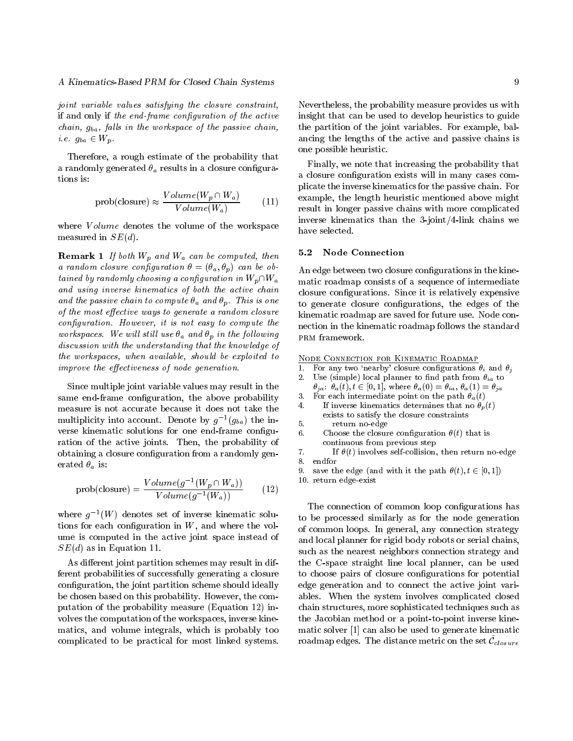*joint variable values satisfying the closure constraint,* if and only if *the end-frame configuration of the active chain, $g_{ba}$, falls in the workspace of the passive chain, i.e. $g_{ba} \in W_p$.*

Therefore, a rough estimate of the probability that a randomly generated $\theta_a$ results in a closure configurations is:

$$\text{prob(closure)} \approx \frac{Volume(W_p \cap W_a)}{Volume(W_a)} \qquad (11)$$

where $Volume$ denotes the volume of the workspace measured in $SE(d)$.

**Remark 1** *If both $W_p$ and $W_a$ can be computed, then a random closure configuration $\theta = (\theta_a, \theta_p)$ can be obtained by randomly choosing a configuration in $W_p \cap W_a$ and using inverse kinematics of both the active chain and the passive chain to compute $\theta_a$ and $\theta_p$. This is one of the most effective ways to generate a random closure configuration. However, it is not easy to compute the workspaces. We will still use $\theta_a$ and $\theta_p$ in the following discussion with the understanding that the knowledge of the workspaces, when available, should be exploited to improve the effectiveness of node generation.*

Since multiple joint variable values may result in the same end-frame configuration, the above probability measure is not accurate because it does not take the multiplicity into account. Denote by $g^{-1}(g_{ba})$ the inverse kinematic solutions for one end-frame configuration of the active joints. Then, the probability of obtaining a closure configuration from a randomly generated $\theta_a$ is:

$$\text{prob(closure)} = \frac{Volume(g^{-1}(W_p \cap W_a))}{Volume(g^{-1}(W_a))} \qquad (12)$$

where $g^{-1}(W)$ denotes set of inverse kinematic solutions for each configuration in $W$, and where the volume is computed in the active joint space instead of $SE(d)$ as in Equation 11.

As different joint partition schemes may result in different probabilities of successfully generating a closure configuration, the joint partition scheme should ideally be chosen based on this probability. However, the computation of the probability measure (Equation 12) involves the computation of the workspaces, inverse kinematics, and volume integrals, which is probably too complicated to be practical for most linked systems. Nevertheless, the probability measure provides us with insight that can be used to develop heuristics to guide the partition of the joint variables. For example, balancing the lengths of the active and passive chains is one possible heuristic.

Finally, we note that increasing the probability that a closure configuration exists will in many cases complicate the inverse kinematics for the passive chain. For example, the length heuristic mentioned above might result in longer passive chains with more complicated inverse kinematics than the 3-joint/4-link chains we have selected.

### 5.2 Node Connection

An edge between two closure configurations in the kinematic roadmap consists of a sequence of intermediate closure configurations. Since it is relatively expensive to generate closure configurations, the edges of the kinematic roadmap are saved for future use. Node connection in the kinematic roadmap follows the standard PRM framework.

<u>Node Connection for Kinematic Roadmap</u>

```
1.  For any two 'nearby' closure configurations θ_i and θ_j
2.  Use (simple) local planner to find path from θ_ia to
    θ_ja: θ_a(t), t ∈ [0,1], where θ_a(0) = θ_ia, θ_a(1) = θ_ja
3.  For each intermediate point on the path θ_a(t)
4.      If inverse kinematics determines that no θ_p(t)
        exists to satisfy the closure constraints
5.          return no-edge
6.      Choose the closure configuration θ(t) that is
        continuous from previous step
7.          If θ(t) involves self-collision, then return no-edge
8.  endfor
9.  save the edge (and with it the path θ(t), t ∈ [0,1])
10. return edge-exist
```

The connection of common loop configurations has to be processed similarly as for the node generation of common loops. In general, any connection strategy and local planner for rigid body robots or serial chains, such as the nearest neighbors connection strategy and the C-space straight line local planner, can be used to choose pairs of closure configurations for potential edge generation and to connect the active joint variables. When the system involves complicated closed chain structures, more sophisticated techniques such as the Jacobian method or a point-to-point inverse kinematic solver [1] can also be used to generate kinematic roadmap edges. The distance metric on the set $\mathcal{C}_{closure}$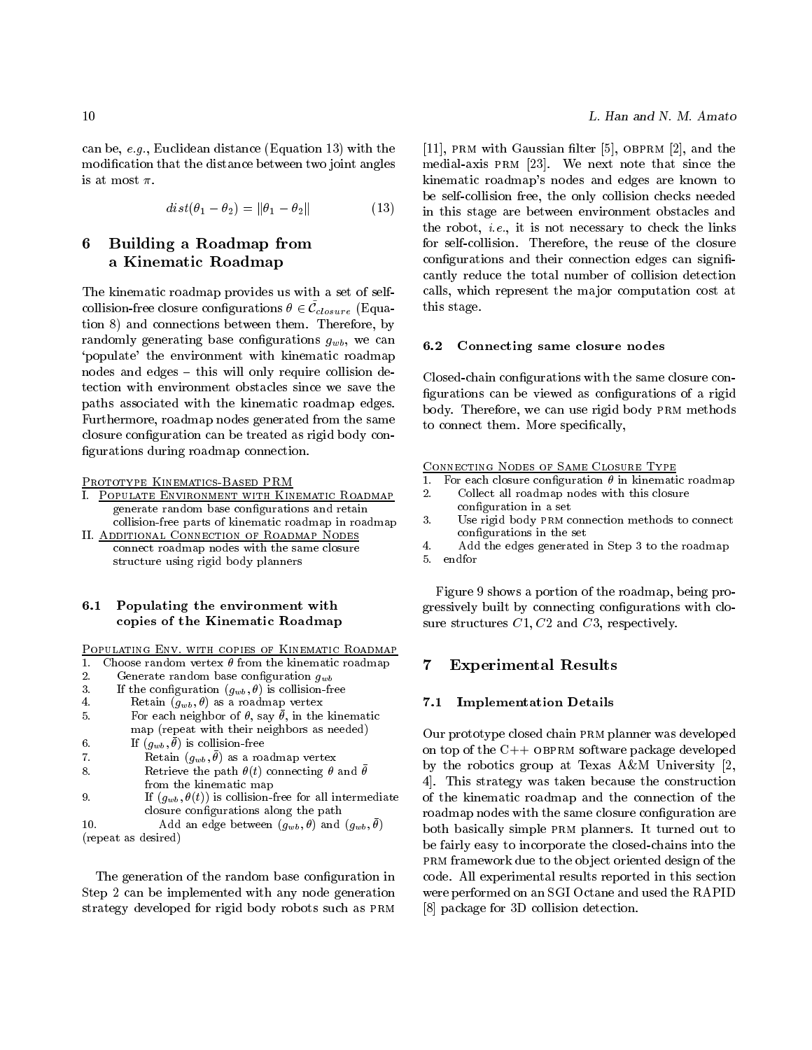can be, *e.g.*, Euclidean distance (Equation 13) with the modification that the distance between two joint angles is at most $\pi$.

$$dist(\theta_1 - \theta_2) = \|\theta_1 - \theta_2\| \tag{13}$$

# 6 Building a Roadmap from a Kinematic Roadmap

The kinematic roadmap provides us with a set of self-collision-free closure configurations $\theta \in \bar{\mathcal{C}}_{closure}$ (Equation 8) and connections between them. Therefore, by randomly generating base configurations $g_{wb}$, we can 'populate' the environment with kinematic roadmap nodes and edges – this will only require collision detection with environment obstacles since we save the paths associated with the kinematic roadmap edges. Furthermore, roadmap nodes generated from the same closure configuration can be treated as rigid body configurations during roadmap connection.

Prototype Kinematics-Based PRM

I. Populate Environment with Kinematic Roadmap
   generate random base configurations and retain collision-free parts of kinematic roadmap in roadmap

II. Additional Connection of Roadmap Nodes
   connect roadmap nodes with the same closure structure using rigid body planners

## 6.1 Populating the environment with copies of the Kinematic Roadmap

Populating Env. with copies of Kinematic Roadmap

```
1.  Choose random vertex θ from the kinematic roadmap
2.    Generate random base configuration g_wb
3.    If the configuration (g_wb, θ) is collision-free
4.      Retain (g_wb, θ) as a roadmap vertex
5.      For each neighbor of θ, say θ̄, in the kinematic
        map (repeat with their neighbors as needed)
6.      If (g_wb, θ̄) is collision-free
7.        Retain (g_wb, θ̄) as a roadmap vertex
8.        Retrieve the path θ(t) connecting θ and θ̄
          from the kinematic map
9.        If (g_wb, θ(t)) is collision-free for all intermediate
          closure configurations along the path
10.         Add an edge between (g_wb, θ) and (g_wb, θ̄)
(repeat as desired)
```

The generation of the random base configuration in Step 2 can be implemented with any node generation strategy developed for rigid body robots such as PRM [11], PRM with Gaussian filter [5], OBPRM [2], and the medial-axis PRM [23]. We next note that since the kinematic roadmap's nodes and edges are known to be self-collision free, the only collision checks needed in this stage are between environment obstacles and the robot, *i.e.*, it is not necessary to check the links for self-collision. Therefore, the reuse of the closure configurations and their connection edges can significantly reduce the total number of collision detection calls, which represent the major computation cost at this stage.

## 6.2 Connecting same closure nodes

Closed-chain configurations with the same closure configurations can be viewed as configurations of a rigid body. Therefore, we can use rigid body PRM methods to connect them. More specifically,

Connecting Nodes of Same Closure Type

```
1.  For each closure configuration θ in kinematic roadmap
2.    Collect all roadmap nodes with this closure
      configuration in a set
3.    Use rigid body PRM connection methods to connect
      configurations in the set
4.    Add the edges generated in Step 3 to the roadmap
5.  endfor
```

Figure 9 shows a portion of the roadmap, being progressively built by connecting configurations with closure structures $C1, C2$ and $C3$, respectively.

# 7 Experimental Results

## 7.1 Implementation Details

Our prototype closed chain PRM planner was developed on top of the C++ OBPRM software package developed by the robotics group at Texas A&M University [2, 4]. This strategy was taken because the construction of the kinematic roadmap and the connection of the roadmap nodes with the same closure configuration are both basically simple PRM planners. It turned out to be fairly easy to incorporate the closed-chains into the PRM framework due to the object oriented design of the code. All experimental results reported in this section were performed on an SGI Octane and used the RAPID [8] package for 3D collision detection.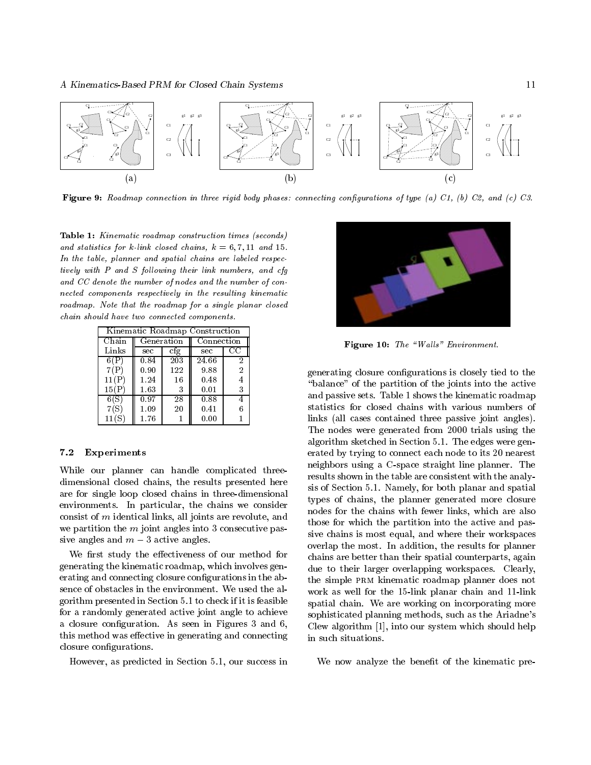**Figure 9:** *Roadmap connection in three rigid body phases: connecting configurations of type (a) C1, (b) C2, and (c) C3.*

**Table 1:** *Kinematic roadmap construction times (seconds) and statistics for k-link closed chains, $k = 6, 7, 11$ and 15. In the table, planner and spatial chains are labeled respectively with P and S following their link numbers, and cfg and CC denote the number of nodes and the number of connected components respectively in the resulting kinematic roadmap. Note that the roadmap for a single planar closed chain should have two connected components.*

| Kinematic Roadmap Construction | | | | |
|---|---|---|---|---|
| Chain | Generation | | Connection | |
| Links | sec | cfg | sec | CC |
| 6(P) | 0.84 | 203 | 24.66 | 2 |
| 7(P) | 0.90 | 122 | 9.88 | 2 |
| 11(P) | 1.24 | 16 | 0.48 | 4 |
| 15(P) | 1.63 | 3 | 0.01 | 3 |
| 6(S) | 0.97 | 28 | 0.88 | 4 |
| 7(S) | 1.09 | 20 | 0.41 | 6 |
| 11(S) | 1.76 | 1 | 0.00 | 1 |

### 7.2 Experiments

While our planner can handle complicated three-dimensional closed chains, the results presented here are for single loop closed chains in three-dimensional environments. In particular, the chains we consider consist of $m$ identical links, all joints are revolute, and we partition the $m$ joint angles into 3 consecutive passive angles and $m - 3$ active angles.

We first study the effectiveness of our method for generating the kinematic roadmap, which involves generating and connecting closure configurations in the absence of obstacles in the environment. We used the algorithm presented in Section 5.1 to check if it is feasible for a randomly generated active joint angle to achieve a closure configuration. As seen in Figures 3 and 6, this method was effective in generating and connecting closure configurations.

However, as predicted in Section 5.1, our success in generating closure configurations is closely tied to the "balance" of the partition of the joints into the active and passive sets. Table 1 shows the kinematic roadmap statistics for closed chains with various numbers of links (all cases contained three passive joint angles). The nodes were generated from 2000 trials using the algorithm sketched in Section 5.1. The edges were generated by trying to connect each node to its 20 nearest neighbors using a C-space straight line planner. The results shown in the table are consistent with the analysis of Section 5.1. Namely, for both planar and spatial types of chains, the planner generated more closure nodes for the chains with fewer links, which are also those for which the partition into the active and passive chains is most equal, and where their workspaces overlap the most. In addition, the results for planner chains are better than their spatial counterparts, again due to their larger overlapping workspaces. Clearly, the simple PRM kinematic roadmap planner does not work as well for the 15-link planar chain and 11-link spatial chain. We are working on incorporating more sophisticated planning methods, such as the Ariadne's Clew algorithm [1], into our system which should help in such situations.

**Figure 10:** *The "Walls" Environment.*

We now analyze the benefit of the kinematic pre-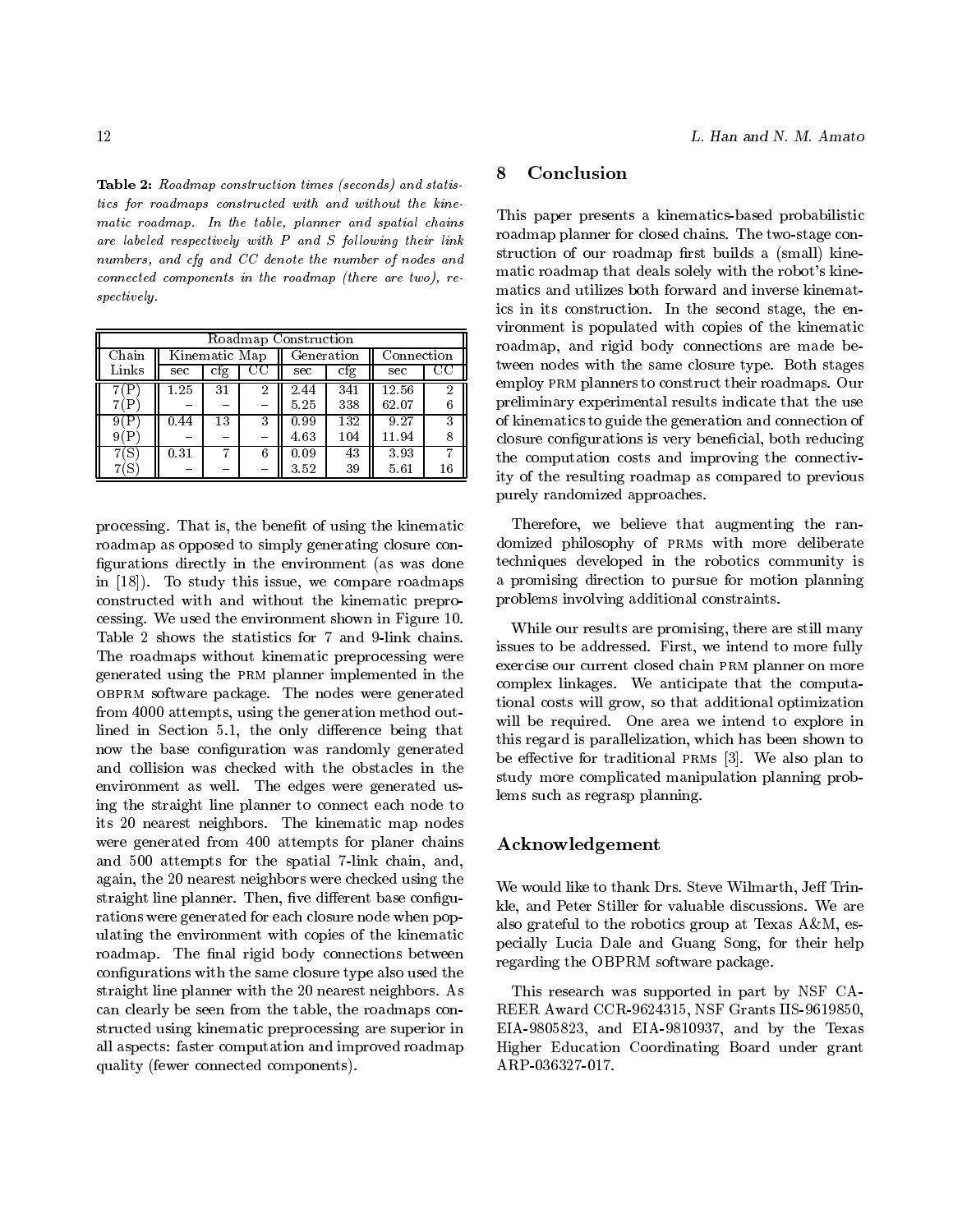**Table 2:** *Roadmap construction times (seconds) and statistics for roadmaps constructed with and without the kinematic roadmap. In the table, planner and spatial chains are labeled respectively with P and S following their link numbers, and cfg and CC denote the number of nodes and connected components in the roadmap (there are two), respectively.*

| Roadmap Construction | | | | | | | |
|---|---|---|---|---|---|---|---|
| Chain | Kinematic Map | | | Generation | | Connection | |
| Links | sec | cfg | CC | sec | cfg | sec | CC |
| 7(P) | 1.25 | 31 | 2 | 2.44 | 341 | 12.56 | 2 |
| 7(P) | – | – | – | 5.25 | 338 | 62.07 | 6 |
| 9(P) | 0.44 | 13 | 3 | 0.99 | 132 | 9.27 | 3 |
| 9(P) | – | – | – | 4.63 | 104 | 11.94 | 8 |
| 7(S) | 0.31 | 7 | 6 | 0.09 | 43 | 3.93 | 7 |
| 7(S) | – | – | – | 3.52 | 39 | 5.61 | 16 |

processing. That is, the benefit of using the kinematic roadmap as opposed to simply generating closure configurations directly in the environment (as was done in [18]). To study this issue, we compare roadmaps constructed with and without the kinematic preprocessing. We used the environment shown in Figure 10. Table 2 shows the statistics for 7 and 9-link chains. The roadmaps without kinematic preprocessing were generated using the PRM planner implemented in the OBPRM software package. The nodes were generated from 4000 attempts, using the generation method outlined in Section 5.1, the only difference being that now the base configuration was randomly generated and collision was checked with the obstacles in the environment as well. The edges were generated using the straight line planner to connect each node to its 20 nearest neighbors. The kinematic map nodes were generated from 400 attempts for planer chains and 500 attempts for the spatial 7-link chain, and, again, the 20 nearest neighbors were checked using the straight line planner. Then, five different base configurations were generated for each closure node when populating the environment with copies of the kinematic roadmap. The final rigid body connections between configurations with the same closure type also used the straight line planner with the 20 nearest neighbors. As can clearly be seen from the table, the roadmaps constructed using kinematic preprocessing are superior in all aspects: faster computation and improved roadmap quality (fewer connected components).

## 8 Conclusion

This paper presents a kinematics-based probabilistic roadmap planner for closed chains. The two-stage construction of our roadmap first builds a (small) kinematic roadmap that deals solely with the robot's kinematics and utilizes both forward and inverse kinematics in its construction. In the second stage, the environment is populated with copies of the kinematic roadmap, and rigid body connections are made between nodes with the same closure type. Both stages employ PRM planners to construct their roadmaps. Our preliminary experimental results indicate that the use of kinematics to guide the generation and connection of closure configurations is very beneficial, both reducing the computation costs and improving the connectivity of the resulting roadmap as compared to previous purely randomized approaches.

Therefore, we believe that augmenting the randomized philosophy of PRMs with more deliberate techniques developed in the robotics community is a promising direction to pursue for motion planning problems involving additional constraints.

While our results are promising, there are still many issues to be addressed. First, we intend to more fully exercise our current closed chain PRM planner on more complex linkages. We anticipate that the computational costs will grow, so that additional optimization will be required. One area we intend to explore in this regard is parallelization, which has been shown to be effective for traditional PRMs [3]. We also plan to study more complicated manipulation planning problems such as regrasp planning.

## Acknowledgement

We would like to thank Drs. Steve Wilmarth, Jeff Trinkle, and Peter Stiller for valuable discussions. We are also grateful to the robotics group at Texas A&M, especially Lucia Dale and Guang Song, for their help regarding the OBPRM software package.

This research was supported in part by NSF CAREER Award CCR-9624315, NSF Grants IIS-9619850, EIA-9805823, and EIA-9810937, and by the Texas Higher Education Coordinating Board under grant ARP-036327-017.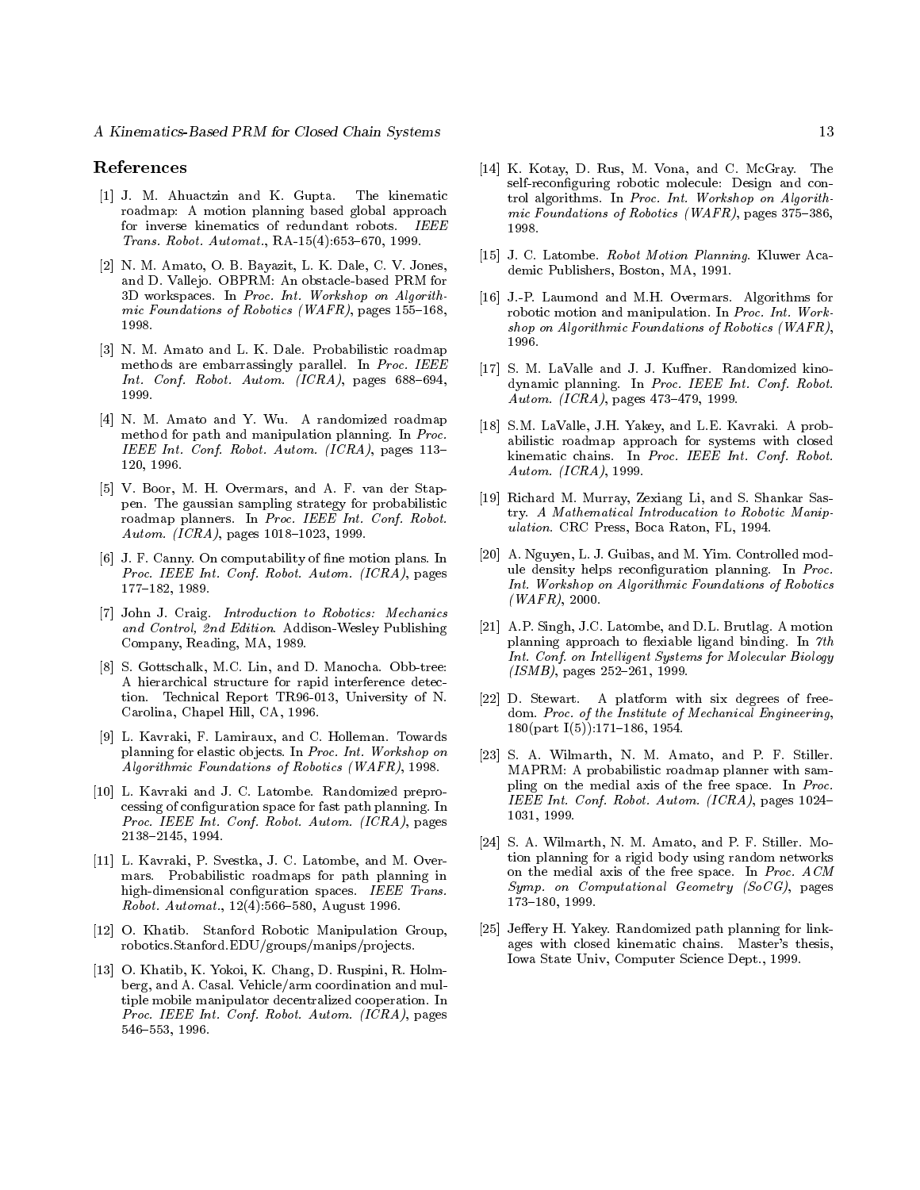## References

[1] J. M. Ahuactzin and K. Gupta. The kinematic roadmap: A motion planning based global approach for inverse kinematics of redundant robots. *IEEE Trans. Robot. Automat.*, RA-15(4):653–670, 1999.

[2] N. M. Amato, O. B. Bayazit, L. K. Dale, C. V. Jones, and D. Vallejo. OBPRM: An obstacle-based PRM for 3D workspaces. In *Proc. Int. Workshop on Algorithmic Foundations of Robotics (WAFR)*, pages 155–168, 1998.

[3] N. M. Amato and L. K. Dale. Probabilistic roadmap methods are embarrassingly parallel. In *Proc. IEEE Int. Conf. Robot. Autom. (ICRA)*, pages 688–694, 1999.

[4] N. M. Amato and Y. Wu. A randomized roadmap method for path and manipulation planning. In *Proc. IEEE Int. Conf. Robot. Autom. (ICRA)*, pages 113–120, 1996.

[5] V. Boor, M. H. Overmars, and A. F. van der Stappen. The gaussian sampling strategy for probabilistic roadmap planners. In *Proc. IEEE Int. Conf. Robot. Autom. (ICRA)*, pages 1018–1023, 1999.

[6] J. F. Canny. On computability of fine motion plans. In *Proc. IEEE Int. Conf. Robot. Autom. (ICRA)*, pages 177–182, 1989.

[7] John J. Craig. *Introduction to Robotics: Mechanics and Control, 2nd Edition*. Addison-Wesley Publishing Company, Reading, MA, 1989.

[8] S. Gottschalk, M.C. Lin, and D. Manocha. Obb-tree: A hierarchical structure for rapid interference detection. Technical Report TR96-013, University of N. Carolina, Chapel Hill, CA, 1996.

[9] L. Kavraki, F. Lamiraux, and C. Holleman. Towards planning for elastic objects. In *Proc. Int. Workshop on Algorithmic Foundations of Robotics (WAFR)*, 1998.

[10] L. Kavraki and J. C. Latombe. Randomized preprocessing of configuration space for fast path planning. In *Proc. IEEE Int. Conf. Robot. Autom. (ICRA)*, pages 2138–2145, 1994.

[11] L. Kavraki, P. Svestka, J. C. Latombe, and M. Overmars. Probabilistic roadmaps for path planning in high-dimensional configuration spaces. *IEEE Trans. Robot. Automat.*, 12(4):566–580, August 1996.

[12] O. Khatib. Stanford Robotic Manipulation Group, robotics.Stanford.EDU/groups/manips/projects.

[13] O. Khatib, K. Yokoi, K. Chang, D. Ruspini, R. Holmberg, and A. Casal. Vehicle/arm coordination and multiple mobile manipulator decentralized cooperation. In *Proc. IEEE Int. Conf. Robot. Autom. (ICRA)*, pages 546–553, 1996.

[14] K. Kotay, D. Rus, M. Vona, and C. McGray. The self-reconfiguring robotic molecule: Design and control algorithms. In *Proc. Int. Workshop on Algorithmic Foundations of Robotics (WAFR)*, pages 375–386, 1998.

[15] J. C. Latombe. *Robot Motion Planning*. Kluwer Academic Publishers, Boston, MA, 1991.

[16] J.-P. Laumond and M.H. Overmars. Algorithms for robotic motion and manipulation. In *Proc. Int. Workshop on Algorithmic Foundations of Robotics (WAFR)*, 1996.

[17] S. M. LaValle and J. J. Kuffner. Randomized kinodynamic planning. In *Proc. IEEE Int. Conf. Robot. Autom. (ICRA)*, pages 473–479, 1999.

[18] S.M. LaValle, J.H. Yakey, and L.E. Kavraki. A probabilistic roadmap approach for systems with closed kinematic chains. In *Proc. IEEE Int. Conf. Robot. Autom. (ICRA)*, 1999.

[19] Richard M. Murray, Zexiang Li, and S. Shankar Sastry. *A Mathematical Introducation to Robotic Manipulation*. CRC Press, Boca Raton, FL, 1994.

[20] A. Nguyen, L. J. Guibas, and M. Yim. Controlled module density helps reconfiguration planning. In *Proc. Int. Workshop on Algorithmic Foundations of Robotics (WAFR)*, 2000.

[21] A.P. Singh, J.C. Latombe, and D.L. Brutlag. A motion planning approach to flexiable ligand binding. In *7th Int. Conf. on Intelligent Systems for Molecular Biology (ISMB)*, pages 252–261, 1999.

[22] D. Stewart. A platform with six degrees of freedom. *Proc. of the Institute of Mechanical Engineering*, 180(part I(5)):171–186, 1954.

[23] S. A. Wilmarth, N. M. Amato, and P. F. Stiller. MAPRM: A probabilistic roadmap planner with sampling on the medial axis of the free space. In *Proc. IEEE Int. Conf. Robot. Autom. (ICRA)*, pages 1024–1031, 1999.

[24] S. A. Wilmarth, N. M. Amato, and P. F. Stiller. Motion planning for a rigid body using random networks on the medial axis of the free space. In *Proc. ACM Symp. on Computational Geometry (SoCG)*, pages 173–180, 1999.

[25] Jeffery H. Yakey. Randomized path planning for linkages with closed kinematic chains. Master's thesis, Iowa State Univ, Computer Science Dept., 1999.